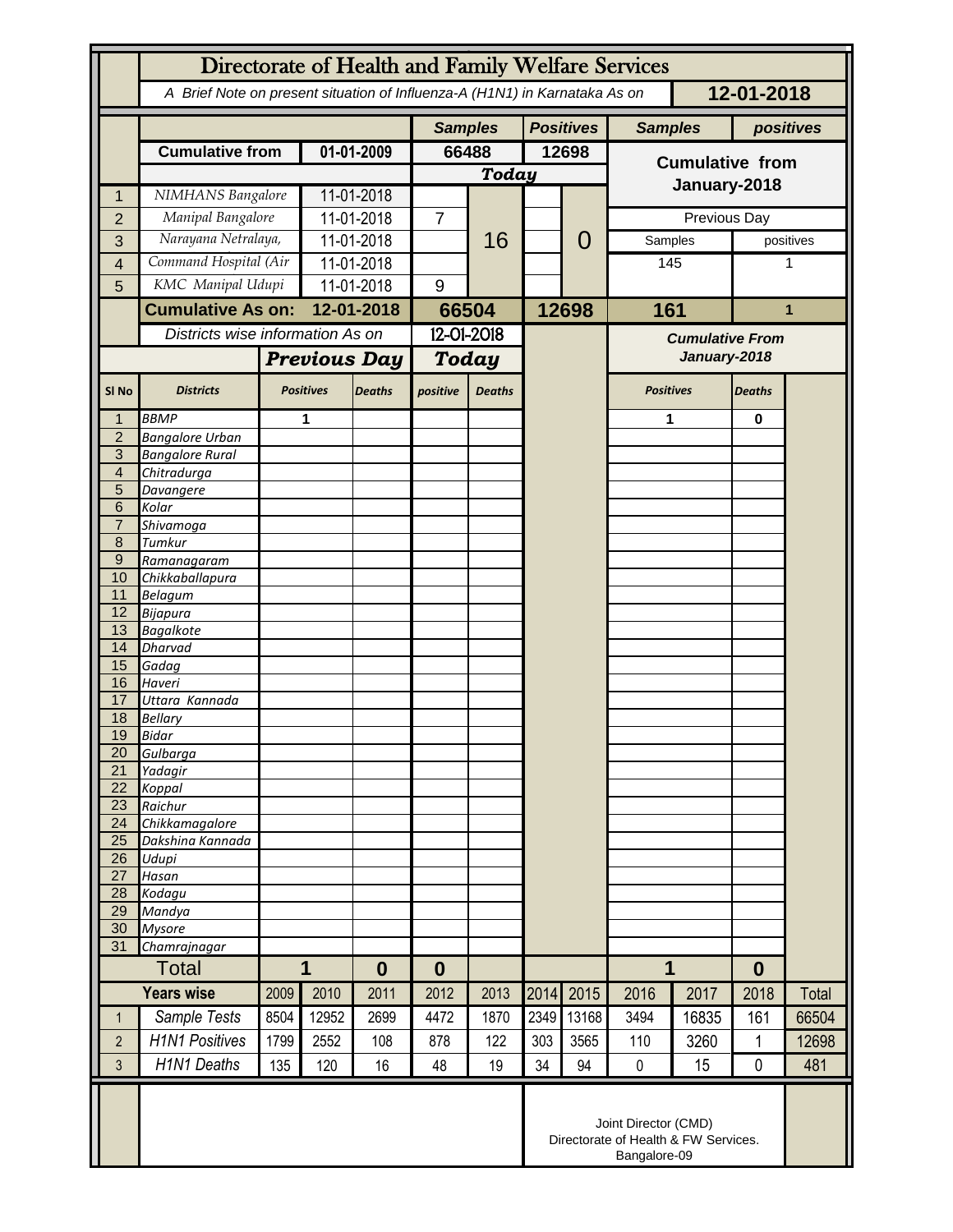# Directorate of Health and Family Welfare Services

*A Brief Note on present situation of Influenza-A (H1N1) in Karnataka As on* **12-01-2018**

| | | | Samples | | Positives | | Samples | positives |
|---|---|---|---|---|---|---|---|---|
| | **Cumulative from** | **01-01-2009** | **66488** | | **12698** | | **Cumulative from January-2018** | |
| | | | ***Today*** | | | | | |
| 1 | *NIMHANS Bangalore* | 11-01-2018 | | 16 | | 0 | | |
| 2 | *Manipal Bangalore* | 11-01-2018 | 7 | | | | Previous Day | |
| 3 | *Narayana Netralaya,* | 11-01-2018 | | | | | Samples | positives |
| 4 | *Command Hospital (Air* | 11-01-2018 | | | | | 145 | 1 |
| 5 | *KMC Manipal Udupi* | 11-01-2018 | 9 | | | | | |
| | **Cumulative As on:** | **12-01-2018** | **66504** | | **12698** | | **161** | **1** |

*Districts wise information As on* 12-01-2018

| Sl No | Districts | Previous Day Positives | Previous Day Deaths | Today positive | Today Deaths | Cumulative From January-2018 Positives | Cumulative From January-2018 Deaths |
|---|---|---|---|---|---|---|---|
| 1 | *BBMP* | 1 | | | | 1 | 0 |
| 2 | *Bangalore Urban* | | | | | | |
| 3 | *Bangalore Rural* | | | | | | |
| 4 | *Chitradurga* | | | | | | |
| 5 | *Davangere* | | | | | | |
| 6 | *Kolar* | | | | | | |
| 7 | *Shivamoga* | | | | | | |
| 8 | *Tumkur* | | | | | | |
| 9 | *Ramanagaram* | | | | | | |
| 10 | *Chikkaballapura* | | | | | | |
| 11 | *Belagum* | | | | | | |
| 12 | *Bijapura* | | | | | | |
| 13 | *Bagalkote* | | | | | | |
| 14 | *Dharvad* | | | | | | |
| 15 | *Gadag* | | | | | | |
| 16 | *Haveri* | | | | | | |
| 17 | *Uttara Kannada* | | | | | | |
| 18 | *Bellary* | | | | | | |
| 19 | *Bidar* | | | | | | |
| 20 | *Gulbarga* | | | | | | |
| 21 | *Yadagir* | | | | | | |
| 22 | *Koppal* | | | | | | |
| 23 | *Raichur* | | | | | | |
| 24 | *Chikkamagalore* | | | | | | |
| 25 | *Dakshina Kannada* | | | | | | |
| 26 | *Udupi* | | | | | | |
| 27 | *Hasan* | | | | | | |
| 28 | *Kodagu* | | | | | | |
| 29 | *Mandya* | | | | | | |
| 30 | *Mysore* | | | | | | |
| 31 | *Chamrajnagar* | | | | | | |
| | **Total** | **1** | **0** | **0** | | **1** | **0** |

| | Years wise | 2009 | 2010 | 2011 | 2012 | 2013 | 2014 | 2015 | 2016 | 2017 | 2018 | Total |
|---|---|---|---|---|---|---|---|---|---|---|---|---|
| 1 | *Sample Tests* | 8504 | 12952 | 2699 | 4472 | 1870 | 2349 | 13168 | 3494 | 16835 | 161 | 66504 |
| 2 | *H1N1 Positives* | 1799 | 2552 | 108 | 878 | 122 | 303 | 3565 | 110 | 3260 | 1 | 12698 |
| 3 | *H1N1 Deaths* | 135 | 120 | 16 | 48 | 19 | 34 | 94 | 0 | 15 | 0 | 481 |

Joint Director (CMD)
Directorate of Health & FW Services.
Bangalore-09